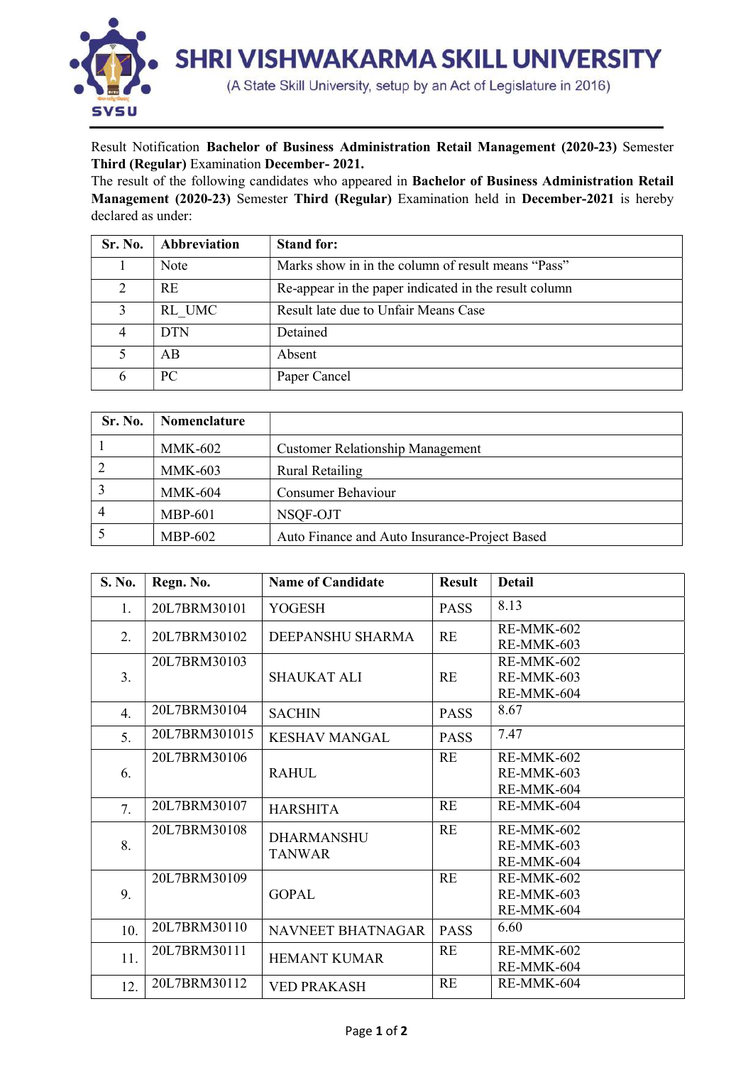# SHRI VISHWAKARMA SKILL UNIVERSITY

(A State Skill University, setup by an Act of Legislature in 2016)

Result Notification **Bachelor of Business Administration Retail Management (2020-23)** Semester **Third (Regular)** Examination **December- 2021.**

The result of the following candidates who appeared in **Bachelor of Business Administration Retail Management (2020-23)** Semester **Third (Regular)** Examination held in **December-2021** is hereby declared as under:

| Sr. No. | Abbreviation | Stand for: |
|---|---|---|
| 1 | Note | Marks show in in the column of result means "Pass" |
| 2 | RE | Re-appear in the paper indicated in the result column |
| 3 | RL_UMC | Result late due to Unfair Means Case |
| 4 | DTN | Detained |
| 5 | AB | Absent |
| 6 | PC | Paper Cancel |

| Sr. No. | Nomenclature | |
|---|---|---|
| 1 | MMK-602 | Customer Relationship Management |
| 2 | MMK-603 | Rural Retailing |
| 3 | MMK-604 | Consumer Behaviour |
| 4 | MBP-601 | NSQF-OJT |
| 5 | MBP-602 | Auto Finance and Auto Insurance-Project Based |

| S. No. | Regn. No. | Name of Candidate | Result | Detail |
|---|---|---|---|---|
| 1. | 20L7BRM30101 | YOGESH | PASS | 8.13 |
| 2. | 20L7BRM30102 | DEEPANSHU SHARMA | RE | RE-MMK-602<br>RE-MMK-603 |
| 3. | 20L7BRM30103 | SHAUKAT ALI | RE | RE-MMK-602<br>RE-MMK-603<br>RE-MMK-604 |
| 4. | 20L7BRM30104 | SACHIN | PASS | 8.67 |
| 5. | 20L7BRM301015 | KESHAV MANGAL | PASS | 7.47 |
| 6. | 20L7BRM30106 | RAHUL | RE | RE-MMK-602<br>RE-MMK-603<br>RE-MMK-604 |
| 7. | 20L7BRM30107 | HARSHITA | RE | RE-MMK-604 |
| 8. | 20L7BRM30108 | DHARMANSHU TANWAR | RE | RE-MMK-602<br>RE-MMK-603<br>RE-MMK-604 |
| 9. | 20L7BRM30109 | GOPAL | RE | RE-MMK-602<br>RE-MMK-603<br>RE-MMK-604 |
| 10. | 20L7BRM30110 | NAVNEET BHATNAGAR | PASS | 6.60 |
| 11. | 20L7BRM30111 | HEMANT KUMAR | RE | RE-MMK-602<br>RE-MMK-604 |
| 12. | 20L7BRM30112 | VED PRAKASH | RE | RE-MMK-604 |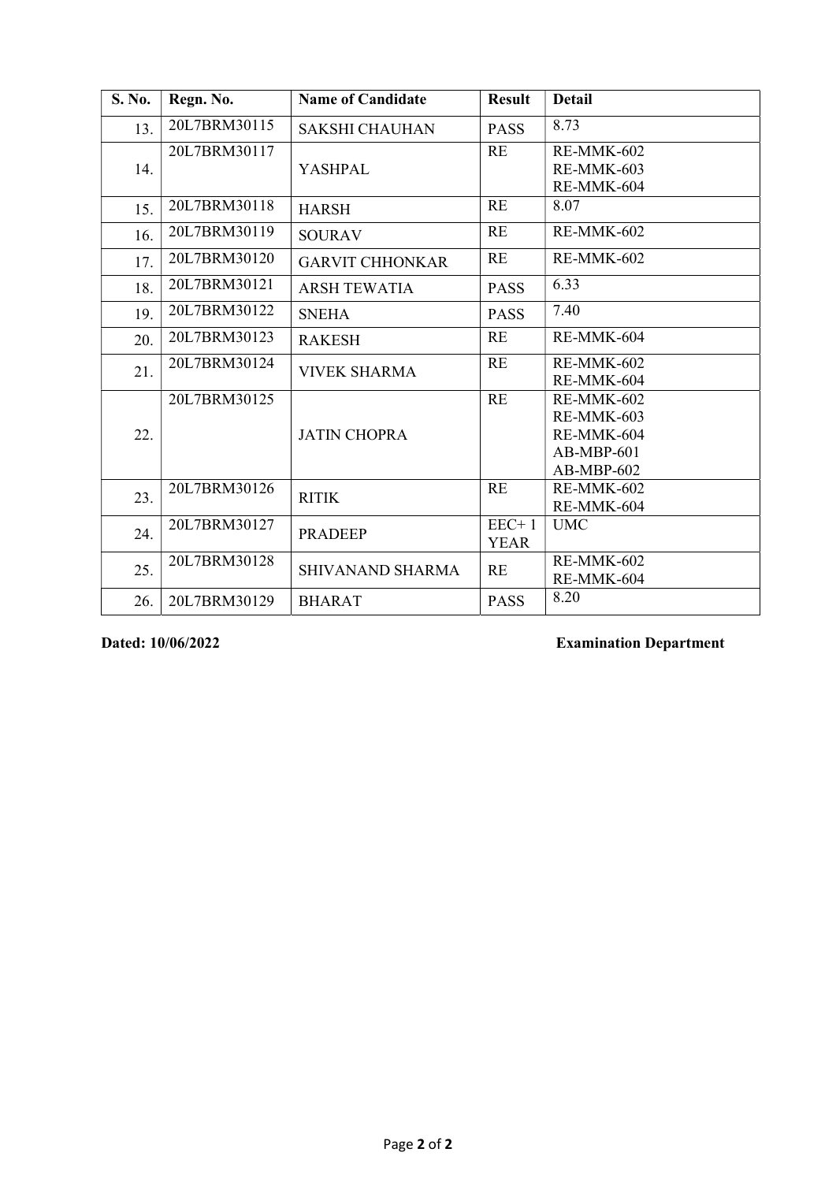| S. No. | Regn. No. | Name of Candidate | Result | Detail |
|---|---|---|---|---|
| 13. | 20L7BRM30115 | SAKSHI CHAUHAN | PASS | 8.73 |
| 14. | 20L7BRM30117 | YASHPAL | RE | RE-MMK-602<br>RE-MMK-603<br>RE-MMK-604 |
| 15. | 20L7BRM30118 | HARSH | RE | 8.07 |
| 16. | 20L7BRM30119 | SOURAV | RE | RE-MMK-602 |
| 17. | 20L7BRM30120 | GARVIT CHHONKAR | RE | RE-MMK-602 |
| 18. | 20L7BRM30121 | ARSH TEWATIA | PASS | 6.33 |
| 19. | 20L7BRM30122 | SNEHA | PASS | 7.40 |
| 20. | 20L7BRM30123 | RAKESH | RE | RE-MMK-604 |
| 21. | 20L7BRM30124 | VIVEK SHARMA | RE | RE-MMK-602<br>RE-MMK-604 |
| 22. | 20L7BRM30125 | JATIN CHOPRA | RE | RE-MMK-602<br>RE-MMK-603<br>RE-MMK-604<br>AB-MBP-601<br>AB-MBP-602 |
| 23. | 20L7BRM30126 | RITIK | RE | RE-MMK-602<br>RE-MMK-604 |
| 24. | 20L7BRM30127 | PRADEEP | EEC+1 YEAR | UMC |
| 25. | 20L7BRM30128 | SHIVANAND SHARMA | RE | RE-MMK-602<br>RE-MMK-604 |
| 26. | 20L7BRM30129 | BHARAT | PASS | 8.20 |

**Dated: 10/06/2022** **Examination Department**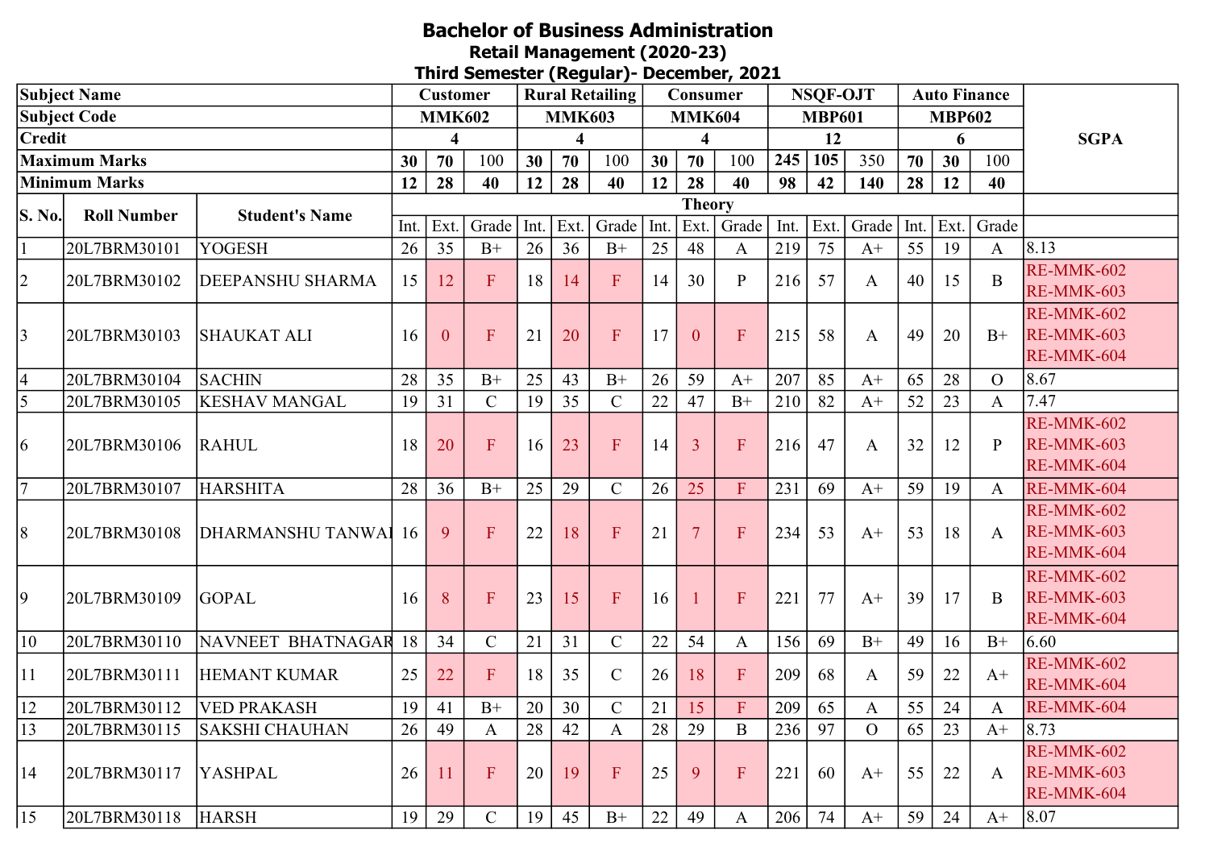# Bachelor of Business Administration

## Retail Management (2020-23)

## Third Semester (Regular)- December, 2021

| Subject Name | | | Customer | | | Rural Retailing | | | Consumer | | | NSQF-OJT | | | Auto Finance | | | SGPA |
|---|---|---|---|---|---|---|---|---|---|---|---|---|---|---|---|---|---|---|
| Subject Code | | | MMK602 | | | MMK603 | | | MMK604 | | | MBP601 | | | MBP602 | | | |
| Credit | | | 4 | | | 4 | | | 4 | | | 12 | | | 6 | | | |
| Maximum Marks | | | 30 | 70 | 100 | 30 | 70 | 100 | 30 | 70 | 100 | 245 | 105 | 350 | 70 | 30 | 100 | |
| Minimum Marks | | | 12 | 28 | 40 | 12 | 28 | 40 | 12 | 28 | 40 | 98 | 42 | 140 | 28 | 12 | 40 | |
| S. No. | Roll Number | Student's Name | Theory | | | | | | | | | | | | | | | |
| | | | Int. | Ext. | Grade | Int. | Ext. | Grade | Int. | Ext. | Grade | Int. | Ext. | Grade | Int. | Ext. | Grade | |
| 1 | 20L7BRM30101 | YOGESH | 26 | 35 | B+ | 26 | 36 | B+ | 25 | 48 | A | 219 | 75 | A+ | 55 | 19 | A | 8.13 |
| 2 | 20L7BRM30102 | DEEPANSHU SHARMA | 15 | 12 | F | 18 | 14 | F | 14 | 30 | P | 216 | 57 | A | 40 | 15 | B | RE-MMK-602 RE-MMK-603 |
| 3 | 20L7BRM30103 | SHAUKAT ALI | 16 | 0 | F | 21 | 20 | F | 17 | 0 | F | 215 | 58 | A | 49 | 20 | B+ | RE-MMK-602 RE-MMK-603 RE-MMK-604 |
| 4 | 20L7BRM30104 | SACHIN | 28 | 35 | B+ | 25 | 43 | B+ | 26 | 59 | A+ | 207 | 85 | A+ | 65 | 28 | O | 8.67 |
| 5 | 20L7BRM30105 | KESHAV MANGAL | 19 | 31 | C | 19 | 35 | C | 22 | 47 | B+ | 210 | 82 | A+ | 52 | 23 | A | 7.47 |
| 6 | 20L7BRM30106 | RAHUL | 18 | 20 | F | 16 | 23 | F | 14 | 3 | F | 216 | 47 | A | 32 | 12 | P | RE-MMK-602 RE-MMK-603 RE-MMK-604 |
| 7 | 20L7BRM30107 | HARSHITA | 28 | 36 | B+ | 25 | 29 | C | 26 | 25 | F | 231 | 69 | A+ | 59 | 19 | A | RE-MMK-604 |
| 8 | 20L7BRM30108 | DHARMANSHU TANWAI | 16 | 9 | F | 22 | 18 | F | 21 | 7 | F | 234 | 53 | A+ | 53 | 18 | A | RE-MMK-602 RE-MMK-603 RE-MMK-604 |
| 9 | 20L7BRM30109 | GOPAL | 16 | 8 | F | 23 | 15 | F | 16 | 1 | F | 221 | 77 | A+ | 39 | 17 | B | RE-MMK-602 RE-MMK-603 RE-MMK-604 |
| 10 | 20L7BRM30110 | NAVNEET BHATNAGAR | 18 | 34 | C | 21 | 31 | C | 22 | 54 | A | 156 | 69 | B+ | 49 | 16 | B+ | 6.60 |
| 11 | 20L7BRM30111 | HEMANT KUMAR | 25 | 22 | F | 18 | 35 | C | 26 | 18 | F | 209 | 68 | A | 59 | 22 | A+ | RE-MMK-602 RE-MMK-604 |
| 12 | 20L7BRM30112 | VED PRAKASH | 19 | 41 | B+ | 20 | 30 | C | 21 | 15 | F | 209 | 65 | A | 55 | 24 | A | RE-MMK-604 |
| 13 | 20L7BRM30115 | SAKSHI CHAUHAN | 26 | 49 | A | 28 | 42 | A | 28 | 29 | B | 236 | 97 | O | 65 | 23 | A+ | 8.73 |
| 14 | 20L7BRM30117 | YASHPAL | 26 | 11 | F | 20 | 19 | F | 25 | 9 | F | 221 | 60 | A+ | 55 | 22 | A | RE-MMK-602 RE-MMK-603 RE-MMK-604 |
| 15 | 20L7BRM30118 | HARSH | 19 | 29 | C | 19 | 45 | B+ | 22 | 49 | A | 206 | 74 | A+ | 59 | 24 | A+ | 8.07 |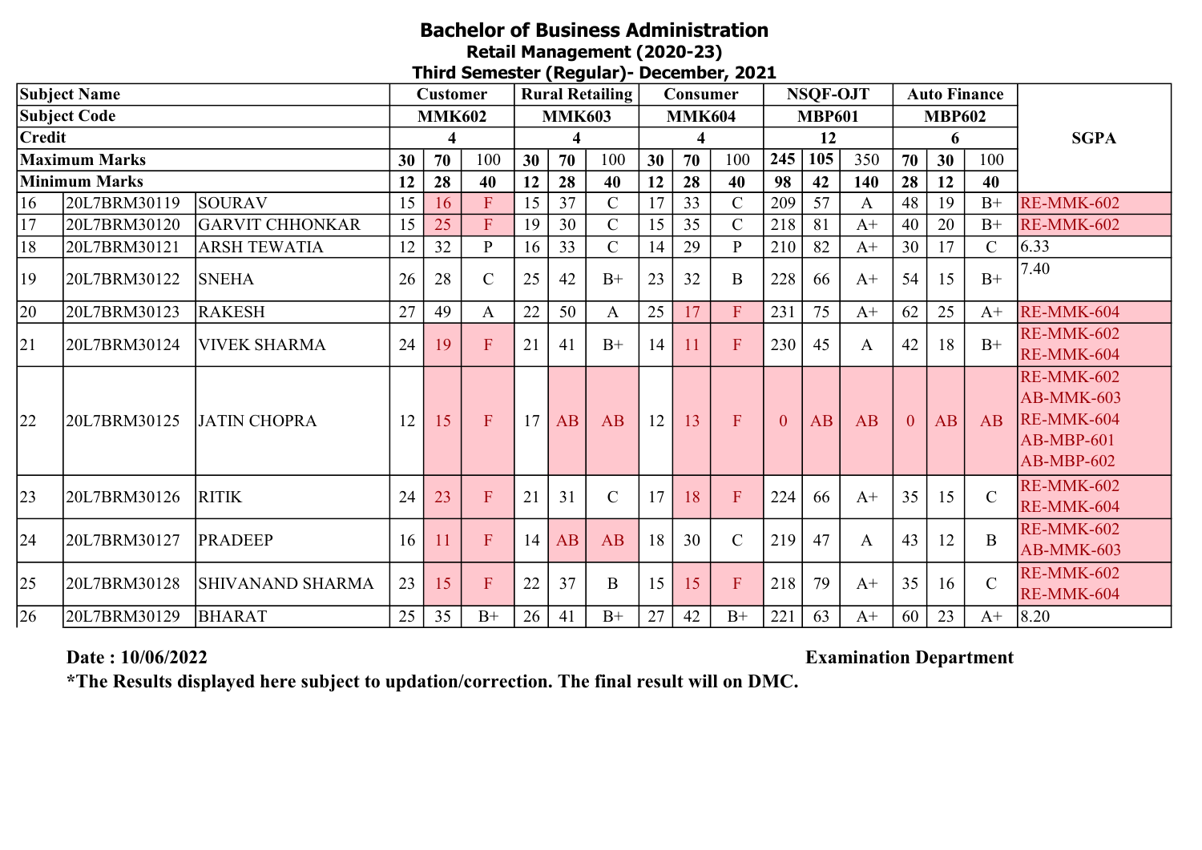# Bachelor of Business Administration

## Retail Management (2020-23)

## Third Semester (Regular)- December, 2021

| Subject Name | | | Customer | | | Rural Retailing | | | Consumer | | | NSQF-OJT | | | Auto Finance | | | SGPA |
|---|---|---|---|---|---|---|---|---|---|---|---|---|---|---|---|---|---|---|
| Subject Code | | | MMK602 | | | MMK603 | | | MMK604 | | | MBP601 | | | MBP602 | | | |
| Credit | | | 4 | | | 4 | | | 4 | | | 12 | | | 6 | | | |
| Maximum Marks | | | 30 | 70 | 100 | 30 | 70 | 100 | 30 | 70 | 100 | 245 | 105 | 350 | 70 | 30 | 100 | |
| Minimum Marks | | | 12 | 28 | 40 | 12 | 28 | 40 | 12 | 28 | 40 | 98 | 42 | 140 | 28 | 12 | 40 | |
| 16 | 20L7BRM30119 | SOURAV | 15 | 16 | F | 15 | 37 | C | 17 | 33 | C | 209 | 57 | A | 48 | 19 | B+ | RE-MMK-602 |
| 17 | 20L7BRM30120 | GARVIT CHHONKAR | 15 | 25 | F | 19 | 30 | C | 15 | 35 | C | 218 | 81 | A+ | 40 | 20 | B+ | RE-MMK-602 |
| 18 | 20L7BRM30121 | ARSH TEWATIA | 12 | 32 | P | 16 | 33 | C | 14 | 29 | P | 210 | 82 | A+ | 30 | 17 | C | 6.33 |
| 19 | 20L7BRM30122 | SNEHA | 26 | 28 | C | 25 | 42 | B+ | 23 | 32 | B | 228 | 66 | A+ | 54 | 15 | B+ | 7.40 |
| 20 | 20L7BRM30123 | RAKESH | 27 | 49 | A | 22 | 50 | A | 25 | 17 | F | 231 | 75 | A+ | 62 | 25 | A+ | RE-MMK-604 |
| 21 | 20L7BRM30124 | VIVEK SHARMA | 24 | 19 | F | 21 | 41 | B+ | 14 | 11 | F | 230 | 45 | A | 42 | 18 | B+ | RE-MMK-602<br>RE-MMK-604 |
| 22 | 20L7BRM30125 | JATIN CHOPRA | 12 | 15 | F | 17 | AB | AB | 12 | 13 | F | 0 | AB | AB | 0 | AB | AB | RE-MMK-602<br>AB-MMK-603<br>RE-MMK-604<br>AB-MBP-601<br>AB-MBP-602 |
| 23 | 20L7BRM30126 | RITIK | 24 | 23 | F | 21 | 31 | C | 17 | 18 | F | 224 | 66 | A+ | 35 | 15 | C | RE-MMK-602<br>RE-MMK-604 |
| 24 | 20L7BRM30127 | PRADEEP | 16 | 11 | F | 14 | AB | AB | 18 | 30 | C | 219 | 47 | A | 43 | 12 | B | RE-MMK-602<br>AB-MMK-603 |
| 25 | 20L7BRM30128 | SHIVANAND SHARMA | 23 | 15 | F | 22 | 37 | B | 15 | 15 | F | 218 | 79 | A+ | 35 | 16 | C | RE-MMK-602<br>RE-MMK-604 |
| 26 | 20L7BRM30129 | BHARAT | 25 | 35 | B+ | 26 | 41 | B+ | 27 | 42 | B+ | 221 | 63 | A+ | 60 | 23 | A+ | 8.20 |

**Date : 10/06/2022** **Examination Department**

**\*The Results displayed here subject to updation/correction. The final result will on DMC.**